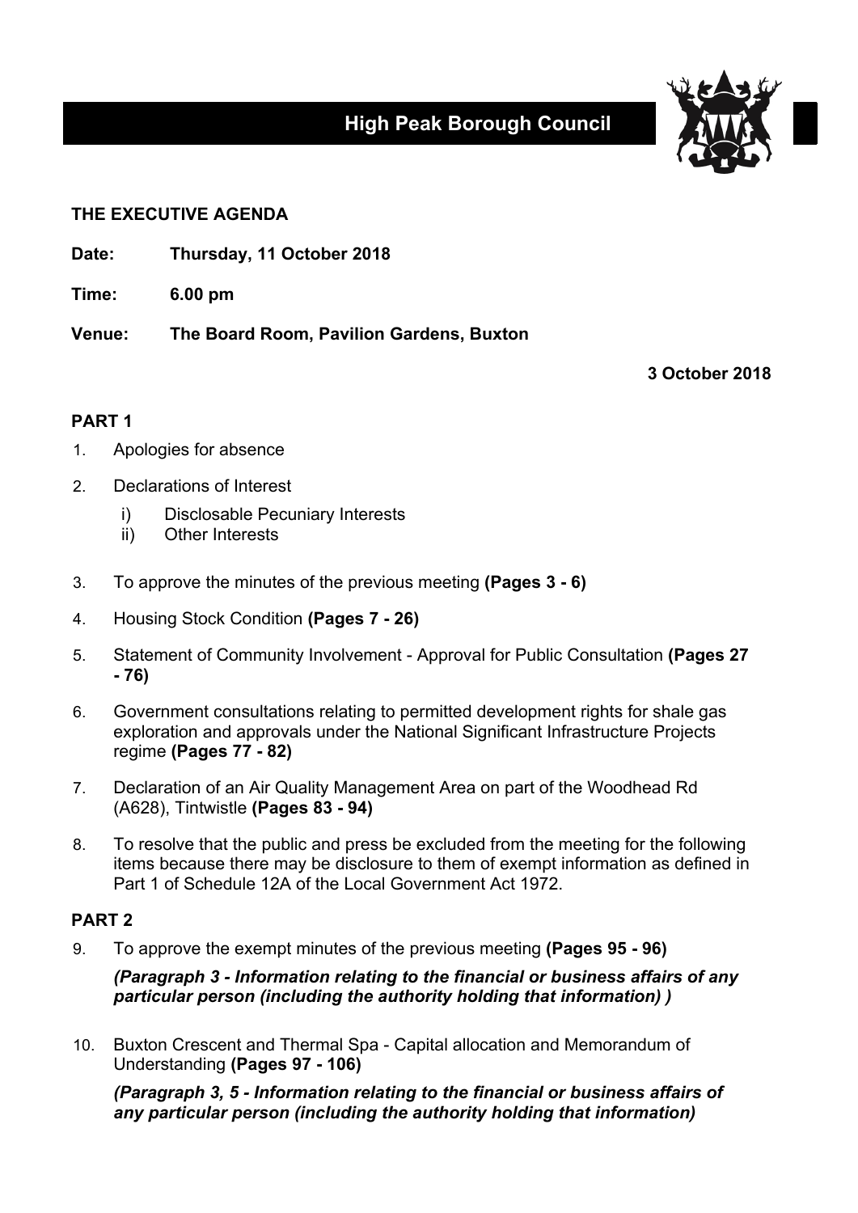# High Peak Borough Council

**THE EXECUTIVE AGENDA**

**Date:** **Thursday, 11 October 2018**

**Time:** **6.00 pm**

**Venue:** **The Board Room, Pavilion Gardens, Buxton**

**3 October 2018**

## PART 1

1. Apologies for absence

2. Declarations of Interest
   - i) Disclosable Pecuniary Interests
   - ii) Other Interests

3. To approve the minutes of the previous meeting **(Pages 3 - 6)**

4. Housing Stock Condition **(Pages 7 - 26)**

5. Statement of Community Involvement - Approval for Public Consultation **(Pages 27 - 76)**

6. Government consultations relating to permitted development rights for shale gas exploration and approvals under the National Significant Infrastructure Projects regime **(Pages 77 - 82)**

7. Declaration of an Air Quality Management Area on part of the Woodhead Rd (A628), Tintwistle **(Pages 83 - 94)**

8. To resolve that the public and press be excluded from the meeting for the following items because there may be disclosure to them of exempt information as defined in Part 1 of Schedule 12A of the Local Government Act 1972.

## PART 2

9. To approve the exempt minutes of the previous meeting **(Pages 95 - 96)**

   ***(Paragraph 3 - Information relating to the financial or business affairs of any particular person (including the authority holding that information) )***

10. Buxton Crescent and Thermal Spa - Capital allocation and Memorandum of Understanding **(Pages 97 - 106)**

    ***(Paragraph 3, 5 - Information relating to the financial or business affairs of any particular person (including the authority holding that information)***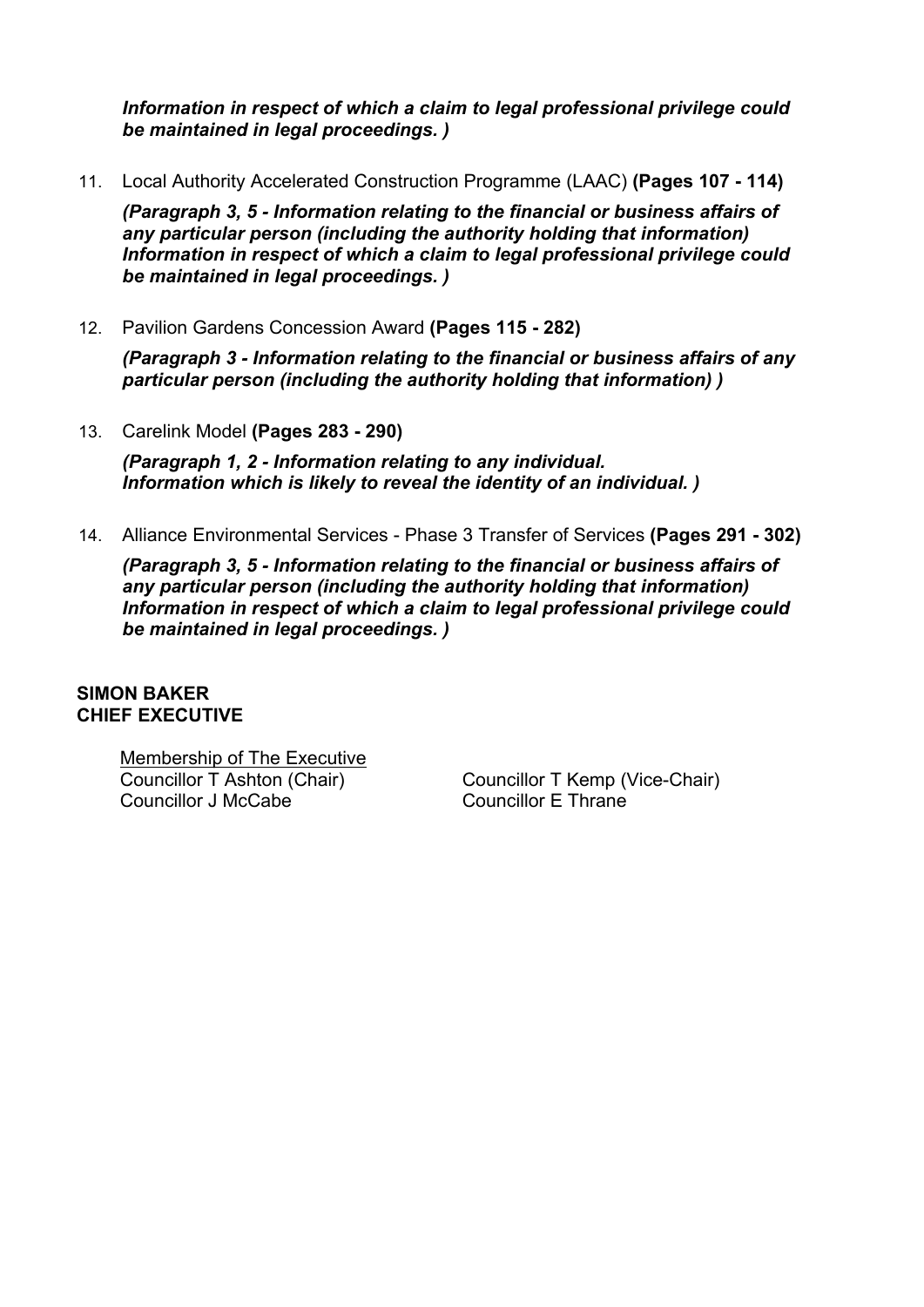***Information in respect of which a claim to legal professional privilege could be maintained in legal proceedings. )***

11. Local Authority Accelerated Construction Programme (LAAC) **(Pages 107 - 114)**

    ***(Paragraph 3, 5 - Information relating to the financial or business affairs of any particular person (including the authority holding that information) Information in respect of which a claim to legal professional privilege could be maintained in legal proceedings. )***

12. Pavilion Gardens Concession Award **(Pages 115 - 282)**

    ***(Paragraph 3 - Information relating to the financial or business affairs of any particular person (including the authority holding that information) )***

13. Carelink Model **(Pages 283 - 290)**

    ***(Paragraph 1, 2 - Information relating to any individual. Information which is likely to reveal the identity of an individual. )***

14. Alliance Environmental Services - Phase 3 Transfer of Services **(Pages 291 - 302)**

    ***(Paragraph 3, 5 - Information relating to the financial or business affairs of any particular person (including the authority holding that information) Information in respect of which a claim to legal professional privilege could be maintained in legal proceedings. )***

**SIMON BAKER**
**CHIEF EXECUTIVE**

Membership of The Executive

Councillor T Ashton (Chair)
Councillor T Kemp (Vice-Chair)
Councillor J McCabe
Councillor E Thrane